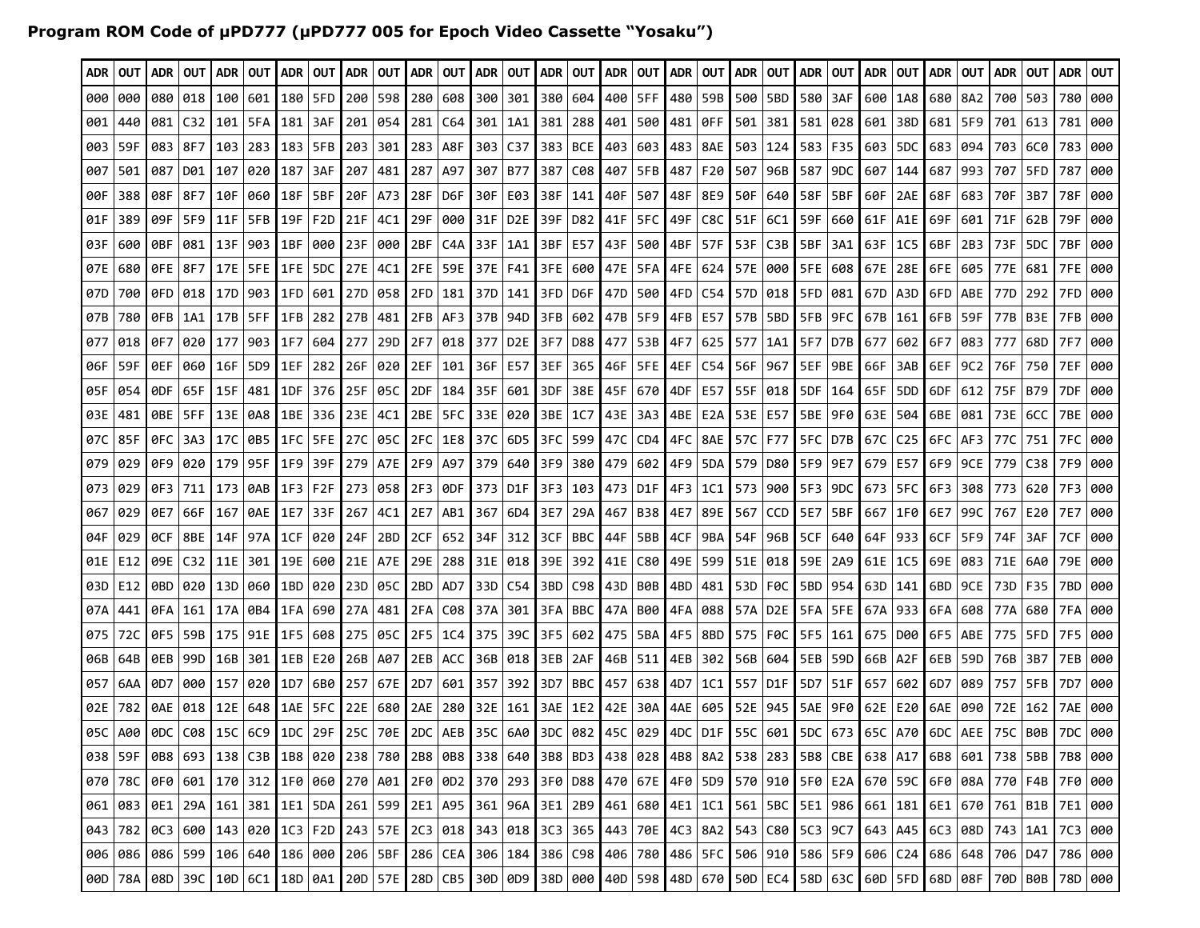**Program ROM Code of μPD777 (μPD777 005 for Epoch Video Cassette "Yosaku")**

| ADR | OUT | ADR | OUT | ADR | OUT | ADR | OUT | ADR | OUT | ADR | OUT | ADR | OUT | ADR | OUT | ADR | OUT | ADR | OUT | ADR | OUT | ADR | OUT | ADR | OUT | ADR | OUT | ADR | OUT | ADR | OUT |
|---|---|---|---|---|---|---|---|---|---|---|---|---|---|---|---|---|---|---|---|---|---|---|---|---|---|---|---|---|---|---|---|
| 000 | 000 | 080 | 018 | 100 | 601 | 180 | 5FD | 200 | 598 | 280 | 608 | 300 | 301 | 380 | 604 | 400 | 5FF | 480 | 59B | 500 | 5BD | 580 | 3AF | 600 | 1A8 | 680 | 8A2 | 700 | 503 | 780 | 000 |
| 001 | 440 | 081 | C32 | 101 | 5FA | 181 | 3AF | 201 | 054 | 281 | C64 | 301 | 1A1 | 381 | 288 | 401 | 500 | 481 | 0FF | 501 | 381 | 581 | 028 | 601 | 38D | 681 | 5F9 | 701 | 613 | 781 | 000 |
| 003 | 59F | 083 | 8F7 | 103 | 283 | 183 | 5FB | 203 | 301 | 283 | A8F | 303 | C37 | 383 | BCE | 403 | 603 | 483 | 8AE | 503 | 124 | 583 | F35 | 603 | 5DC | 683 | 094 | 703 | 6C0 | 783 | 000 |
| 007 | 501 | 087 | D01 | 107 | 020 | 187 | 3AF | 207 | 481 | 287 | A97 | 307 | B77 | 387 | C08 | 407 | 5FB | 487 | F20 | 507 | 96B | 587 | 9DC | 607 | 144 | 687 | 993 | 707 | 5FD | 787 | 000 |
| 00F | 388 | 08F | 8F7 | 10F | 060 | 18F | 5BF | 20F | A73 | 28F | D6F | 30F | E03 | 38F | 141 | 40F | 507 | 48F | 8E9 | 50F | 640 | 58F | 5BF | 60F | 2AE | 68F | 683 | 70F | 3B7 | 78F | 000 |
| 01F | 389 | 09F | 5F9 | 11F | 5FB | 19F | F2D | 21F | 4C1 | 29F | 000 | 31F | D2E | 39F | D82 | 41F | 5FC | 49F | C8C | 51F | 6C1 | 59F | 660 | 61F | A1E | 69F | 601 | 71F | 62B | 79F | 000 |
| 03F | 600 | 0BF | 081 | 13F | 903 | 1BF | 000 | 23F | 000 | 2BF | C4A | 33F | 1A1 | 3BF | E57 | 43F | 500 | 4BF | 57F | 53F | C3B | 5BF | 3A1 | 63F | 1C5 | 6BF | 2B3 | 73F | 5DC | 7BF | 000 |
| 07E | 680 | 0FE | 8F7 | 17E | 5FE | 1FE | 5DC | 27E | 4C1 | 2FE | 59E | 37E | F41 | 3FE | 600 | 47E | 5FA | 4FE | 624 | 57E | 000 | 5FE | 608 | 67E | 28E | 6FE | 605 | 77E | 681 | 7FE | 000 |
| 07D | 700 | 0FD | 018 | 17D | 903 | 1FD | 601 | 27D | 058 | 2FD | 181 | 37D | 141 | 3FD | D6F | 47D | 500 | 4FD | C54 | 57D | 018 | 5FD | 081 | 67D | A3D | 6FD | ABE | 77D | 292 | 7FD | 000 |
| 07B | 780 | 0FB | 1A1 | 17B | 5FF | 1FB | 282 | 27B | 481 | 2FB | AF3 | 37B | 94D | 3FB | 602 | 47B | 5F9 | 4FB | E57 | 57B | 5BD | 5FB | 9FC | 67B | 161 | 6FB | 59F | 77B | B3E | 7FB | 000 |
| 077 | 018 | 0F7 | 020 | 177 | 903 | 1F7 | 604 | 277 | 29D | 2F7 | 018 | 377 | D2E | 3F7 | D88 | 477 | 53B | 4F7 | 625 | 577 | 1A1 | 5F7 | D7B | 677 | 602 | 6F7 | 083 | 777 | 68D | 7F7 | 000 |
| 06F | 59F | 0EF | 060 | 16F | 5D9 | 1EF | 282 | 26F | 020 | 2EF | 101 | 36F | E57 | 3EF | 365 | 46F | 5FE | 4EF | C54 | 56F | 967 | 5EF | 9BE | 66F | 3AB | 6EF | 9C2 | 76F | 750 | 7EF | 000 |
| 05F | 054 | 0DF | 65F | 15F | 481 | 1DF | 376 | 25F | 05C | 2DF | 184 | 35F | 601 | 3DF | 38E | 45F | 670 | 4DF | E57 | 55F | 018 | 5DF | 164 | 65F | 5DD | 6DF | 612 | 75F | B79 | 7DF | 000 |
| 03E | 481 | 0BE | 5FF | 13E | 0A8 | 1BE | 336 | 23E | 4C1 | 2BE | 5FC | 33E | 020 | 3BE | 1C7 | 43E | 3A3 | 4BE | E2A | 53E | E57 | 5BE | 9F0 | 63E | 504 | 6BE | 081 | 73E | 6CC | 7BE | 000 |
| 07C | 85F | 0FC | 3A3 | 17C | 0B5 | 1FC | 5FE | 27C | 05C | 2FC | 1E8 | 37C | 6D5 | 3FC | 599 | 47C | CD4 | 4FC | 8AE | 57C | F77 | 5FC | D7B | 67C | C25 | 6FC | AF3 | 77C | 751 | 7FC | 000 |
| 079 | 029 | 0F9 | 020 | 179 | 95F | 1F9 | 39F | 279 | A7E | 2F9 | A97 | 379 | 640 | 3F9 | 380 | 479 | 602 | 4F9 | 5DA | 579 | D80 | 5F9 | 9E7 | 679 | E57 | 6F9 | 9CE | 779 | C38 | 7F9 | 000 |
| 073 | 029 | 0F3 | 711 | 173 | 0AB | 1F3 | F2F | 273 | 058 | 2F3 | 0DF | 373 | D1F | 3F3 | 103 | 473 | D1F | 4F3 | 1C1 | 573 | 900 | 5F3 | 9DC | 673 | 5FC | 6F3 | 308 | 773 | 620 | 7F3 | 000 |
| 067 | 029 | 0E7 | 66F | 167 | 0AE | 1E7 | 33F | 267 | 4C1 | 2E7 | AB1 | 367 | 6D4 | 3E7 | 29A | 467 | B38 | 4E7 | 89E | 567 | CCD | 5E7 | 5BF | 667 | 1F0 | 6E7 | 99C | 767 | E20 | 7E7 | 000 |
| 04F | 029 | 0CF | 8BE | 14F | 97A | 1CF | 020 | 24F | 2BD | 2CF | 652 | 34F | 312 | 3CF | BBC | 44F | 5BB | 4CF | 9BA | 54F | 96B | 5CF | 640 | 64F | 933 | 6CF | 5F9 | 74F | 3AF | 7CF | 000 |
| 01E | E12 | 09E | C32 | 11E | 301 | 19E | 600 | 21E | A7E | 29E | 288 | 31E | 018 | 39E | 392 | 41E | C80 | 49E | 599 | 51E | 018 | 59E | 2A9 | 61E | 1C5 | 69E | 083 | 71E | 6A0 | 79E | 000 |
| 03D | E12 | 0BD | 020 | 13D | 060 | 1BD | 020 | 23D | 05C | 2BD | AD7 | 33D | C54 | 3BD | C98 | 43D | B0B | 4BD | 481 | 53D | F0C | 5BD | 954 | 63D | 141 | 6BD | 9CE | 73D | F35 | 7BD | 000 |
| 07A | 441 | 0FA | 161 | 17A | 0B4 | 1FA | 690 | 27A | 481 | 2FA | C08 | 37A | 301 | 3FA | BBC | 47A | B00 | 4FA | 088 | 57A | D2E | 5FA | 5FE | 67A | 933 | 6FA | 608 | 77A | 680 | 7FA | 000 |
| 075 | 72C | 0F5 | 59B | 175 | 91E | 1F5 | 608 | 275 | 05C | 2F5 | 1C4 | 375 | 39C | 3F5 | 602 | 475 | 5BA | 4F5 | 8BD | 575 | F0C | 5F5 | 161 | 675 | D00 | 6F5 | ABE | 775 | 5FD | 7F5 | 000 |
| 06B | 64B | 0EB | 99D | 16B | 301 | 1EB | E20 | 26B | A07 | 2EB | ACC | 36B | 018 | 3EB | 2AF | 46B | 511 | 4EB | 302 | 56B | 604 | 5EB | 59D | 66B | A2F | 6EB | 59D | 76B | 3B7 | 7EB | 000 |
| 057 | 6AA | 0D7 | 000 | 157 | 020 | 1D7 | 6B0 | 257 | 67E | 2D7 | 601 | 357 | 392 | 3D7 | BBC | 457 | 638 | 4D7 | 1C1 | 557 | D1F | 5D7 | 51F | 657 | 602 | 6D7 | 089 | 757 | 5FB | 7D7 | 000 |
| 02E | 782 | 0AE | 018 | 12E | 648 | 1AE | 5FC | 22E | 680 | 2AE | 280 | 32E | 161 | 3AE | 1E2 | 42E | 30A | 4AE | 605 | 52E | 945 | 5AE | 9F0 | 62E | E20 | 6AE | 090 | 72E | 162 | 7AE | 000 |
| 05C | A00 | 0DC | C08 | 15C | 6C9 | 1DC | 29F | 25C | 70E | 2DC | AEB | 35C | 6A0 | 3DC | 082 | 45C | 029 | 4DC | D1F | 55C | 601 | 5DC | 673 | 65C | A70 | 6DC | AEE | 75C | B0B | 7DC | 000 |
| 038 | 59F | 0B8 | 693 | 138 | C3B | 1B8 | 020 | 238 | 780 | 2B8 | 0B8 | 338 | 640 | 3B8 | BD3 | 438 | 028 | 4B8 | 8A2 | 538 | 283 | 5B8 | CBE | 638 | A17 | 6B8 | 601 | 738 | 5BB | 7B8 | 000 |
| 070 | 78C | 0F0 | 601 | 170 | 312 | 1F0 | 060 | 270 | A01 | 2F0 | 0D2 | 370 | 293 | 3F0 | D88 | 470 | 67E | 4F0 | 5D9 | 570 | 910 | 5F0 | E2A | 670 | 59C | 6F0 | 08A | 770 | F4B | 7F0 | 000 |
| 061 | 083 | 0E1 | 29A | 161 | 381 | 1E1 | 5DA | 261 | 599 | 2E1 | A95 | 361 | 96A | 3E1 | 2B9 | 461 | 680 | 4E1 | 1C1 | 561 | 5BC | 5E1 | 986 | 661 | 181 | 6E1 | 670 | 761 | B1B | 7E1 | 000 |
| 043 | 782 | 0C3 | 600 | 143 | 020 | 1C3 | F2D | 243 | 57E | 2C3 | 018 | 343 | 018 | 3C3 | 365 | 443 | 70E | 4C3 | 8A2 | 543 | C80 | 5C3 | 9C7 | 643 | A45 | 6C3 | 08D | 743 | 1A1 | 7C3 | 000 |
| 006 | 086 | 086 | 599 | 106 | 640 | 186 | 000 | 206 | 5BF | 286 | CEA | 306 | 184 | 386 | C98 | 406 | 780 | 486 | 5FC | 506 | 910 | 586 | 5F9 | 606 | C24 | 686 | 648 | 706 | D47 | 786 | 000 |
| 00D | 78A | 08D | 39C | 10D | 6C1 | 18D | 0A1 | 20D | 57E | 28D | CB5 | 30D | 0D9 | 38D | 000 | 40D | 598 | 48D | 670 | 50D | EC4 | 58D | 63C | 60D | 5FD | 68D | 08F | 70D | B0B | 78D | 000 |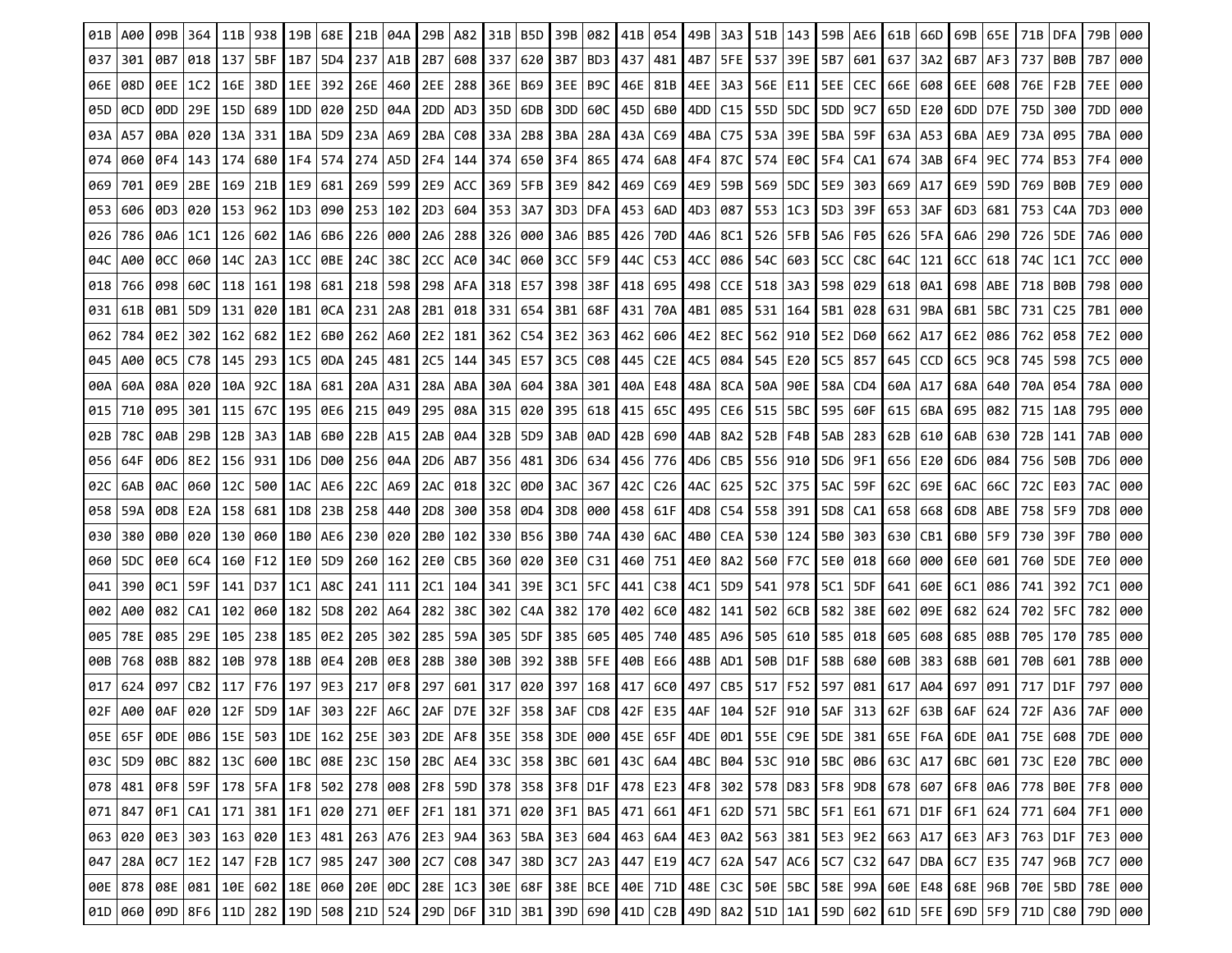| 01B | A00 | 09B | 364 | 11B | 938 | 19B | 68E | 21B | 04A | 29B | A82 | 31B | B5D | 39B | 082 | 41B | 054 | 49B | 3A3 | 51B | 143 | 59B | AE6 | 61B | 66D | 69B | 65E | 71B | DFA | 79B | 000 |
|---|---|---|---|---|---|---|---|---|---|---|---|---|---|---|---|---|---|---|---|---|---|---|---|---|---|---|---|---|---|---|---|
| 037 | 301 | 0B7 | 018 | 137 | 5BF | 1B7 | 5D4 | 237 | A1B | 2B7 | 608 | 337 | 620 | 3B7 | BD3 | 437 | 481 | 4B7 | 5FE | 537 | 39E | 5B7 | 601 | 637 | 3A2 | 6B7 | AF3 | 737 | B0B | 7B7 | 000 |
| 06E | 08D | 0EE | 1C2 | 16E | 38D | 1EE | 392 | 26E | 460 | 2EE | 288 | 36E | B69 | 3EE | B9C | 46E | 81B | 4EE | 3A3 | 56E | E11 | 5EE | CEC | 66E | 608 | 6EE | 608 | 76E | F2B | 7EE | 000 |
| 05D | 0CD | 0DD | 29E | 15D | 689 | 1DD | 020 | 25D | 04A | 2DD | AD3 | 35D | 6DB | 3DD | 60C | 45D | 6B0 | 4DD | C15 | 55D | 5DC | 5DD | 9C7 | 65D | E20 | 6DD | D7E | 75D | 300 | 7DD | 000 |
| 03A | A57 | 0BA | 020 | 13A | 331 | 1BA | 5D9 | 23A | A69 | 2BA | C08 | 33A | 2B8 | 3BA | 28A | 43A | C69 | 4BA | C75 | 53A | 39E | 5BA | 59F | 63A | A53 | 6BA | AE9 | 73A | 095 | 7BA | 000 |
| 074 | 060 | 0F4 | 143 | 174 | 680 | 1F4 | 574 | 274 | A5D | 2F4 | 144 | 374 | 650 | 3F4 | 865 | 474 | 6A8 | 4F4 | 87C | 574 | E0C | 5F4 | CA1 | 674 | 3AB | 6F4 | 9EC | 774 | B53 | 7F4 | 000 |
| 069 | 701 | 0E9 | 2BE | 169 | 21B | 1E9 | 681 | 269 | 599 | 2E9 | ACC | 369 | 5FB | 3E9 | 842 | 469 | C69 | 4E9 | 59B | 569 | 5DC | 5E9 | 303 | 669 | A17 | 6E9 | 59D | 769 | B0B | 7E9 | 000 |
| 053 | 606 | 0D3 | 020 | 153 | 962 | 1D3 | 090 | 253 | 102 | 2D3 | 604 | 353 | 3A7 | 3D3 | DFA | 453 | 6AD | 4D3 | 087 | 553 | 1C3 | 5D3 | 39F | 653 | 3AF | 6D3 | 681 | 753 | C4A | 7D3 | 000 |
| 026 | 786 | 0A6 | 1C1 | 126 | 602 | 1A6 | 6B6 | 226 | 000 | 2A6 | 288 | 326 | 000 | 3A6 | B85 | 426 | 70D | 4A6 | 8C1 | 526 | 5FB | 5A6 | F05 | 626 | 5FA | 6A6 | 290 | 726 | 5DE | 7A6 | 000 |
| 04C | A00 | 0CC | 060 | 14C | 2A3 | 1CC | 0BE | 24C | 38C | 2CC | AC0 | 34C | 060 | 3CC | 5F9 | 44C | C53 | 4CC | 086 | 54C | 603 | 5CC | C8C | 64C | 121 | 6CC | 618 | 74C | 1C1 | 7CC | 000 |
| 018 | 766 | 098 | 60C | 118 | 161 | 198 | 681 | 218 | 598 | 298 | AFA | 318 | E57 | 398 | 38F | 418 | 695 | 498 | CCE | 518 | 3A3 | 598 | 029 | 618 | 0A1 | 698 | ABE | 718 | B0B | 798 | 000 |
| 031 | 61B | 0B1 | 5D9 | 131 | 020 | 1B1 | 0CA | 231 | 2A8 | 2B1 | 018 | 331 | 654 | 3B1 | 68F | 431 | 70A | 4B1 | 085 | 531 | 164 | 5B1 | 028 | 631 | 9BA | 6B1 | 5BC | 731 | C25 | 7B1 | 000 |
| 062 | 784 | 0E2 | 302 | 162 | 682 | 1E2 | 6B0 | 262 | A60 | 2E2 | 181 | 362 | C54 | 3E2 | 363 | 462 | 606 | 4E2 | 8EC | 562 | 910 | 5E2 | D60 | 662 | A17 | 6E2 | 086 | 762 | 058 | 7E2 | 000 |
| 045 | A00 | 0C5 | C78 | 145 | 293 | 1C5 | 0DA | 245 | 481 | 2C5 | 144 | 345 | E57 | 3C5 | C08 | 445 | C2E | 4C5 | 084 | 545 | E20 | 5C5 | 857 | 645 | CCD | 6C5 | 9C8 | 745 | 598 | 7C5 | 000 |
| 00A | 60A | 08A | 020 | 10A | 92C | 18A | 681 | 20A | A31 | 28A | ABA | 30A | 604 | 38A | 301 | 40A | E48 | 48A | 8CA | 50A | 90E | 58A | CD4 | 60A | A17 | 68A | 640 | 70A | 054 | 78A | 000 |
| 015 | 710 | 095 | 301 | 115 | 67C | 195 | 0E6 | 215 | 049 | 295 | 08A | 315 | 020 | 395 | 618 | 415 | 65C | 495 | CE6 | 515 | 5BC | 595 | 60F | 615 | 6BA | 695 | 082 | 715 | 1A8 | 795 | 000 |
| 02B | 78C | 0AB | 29B | 12B | 3A3 | 1AB | 6B0 | 22B | A15 | 2AB | 0A4 | 32B | 5D9 | 3AB | 0AD | 42B | 690 | 4AB | 8A2 | 52B | F4B | 5AB | 283 | 62B | 610 | 6AB | 630 | 72B | 141 | 7AB | 000 |
| 056 | 64F | 0D6 | 8E2 | 156 | 931 | 1D6 | D00 | 256 | 04A | 2D6 | AB7 | 356 | 481 | 3D6 | 634 | 456 | 776 | 4D6 | CB5 | 556 | 910 | 5D6 | 9F1 | 656 | E20 | 6D6 | 084 | 756 | 50B | 7D6 | 000 |
| 02C | 6AB | 0AC | 060 | 12C | 500 | 1AC | AE6 | 22C | A69 | 2AC | 018 | 32C | 0D0 | 3AC | 367 | 42C | C26 | 4AC | 625 | 52C | 375 | 5AC | 59F | 62C | 69E | 6AC | 66C | 72C | E03 | 7AC | 000 |
| 058 | 59A | 0D8 | E2A | 158 | 681 | 1D8 | 23B | 258 | 440 | 2D8 | 300 | 358 | 0D4 | 3D8 | 000 | 458 | 61F | 4D8 | C54 | 558 | 391 | 5D8 | CA1 | 658 | 668 | 6D8 | ABE | 758 | 5F9 | 7D8 | 000 |
| 030 | 380 | 0B0 | 020 | 130 | 060 | 1B0 | AE6 | 230 | 020 | 2B0 | 102 | 330 | B56 | 3B0 | 74A | 430 | 6AC | 4B0 | CEA | 530 | 124 | 5B0 | 303 | 630 | CB1 | 6B0 | 5F9 | 730 | 39F | 7B0 | 000 |
| 060 | 5DC | 0E0 | 6C4 | 160 | F12 | 1E0 | 5D9 | 260 | 162 | 2E0 | CB5 | 360 | 020 | 3E0 | C31 | 460 | 751 | 4E0 | 8A2 | 560 | F7C | 5E0 | 018 | 660 | 000 | 6E0 | 601 | 760 | 5DE | 7E0 | 000 |
| 041 | 390 | 0C1 | 59F | 141 | D37 | 1C1 | A8C | 241 | 111 | 2C1 | 104 | 341 | 39E | 3C1 | 5FC | 441 | C38 | 4C1 | 5D9 | 541 | 978 | 5C1 | 5DF | 641 | 60E | 6C1 | 086 | 741 | 392 | 7C1 | 000 |
| 002 | A00 | 082 | CA1 | 102 | 060 | 182 | 5D8 | 202 | A64 | 282 | 38C | 302 | C4A | 382 | 170 | 402 | 6C0 | 482 | 141 | 502 | 6CB | 582 | 38E | 602 | 09E | 682 | 624 | 702 | 5FC | 782 | 000 |
| 005 | 78E | 085 | 29E | 105 | 238 | 185 | 0E2 | 205 | 302 | 285 | 59A | 305 | 5DF | 385 | 605 | 405 | 740 | 485 | A96 | 505 | 610 | 585 | 018 | 605 | 608 | 685 | 08B | 705 | 170 | 785 | 000 |
| 00B | 768 | 08B | 882 | 10B | 978 | 18B | 0E4 | 20B | 0E8 | 28B | 380 | 30B | 392 | 38B | 5FE | 40B | E66 | 48B | AD1 | 50B | D1F | 58B | 680 | 60B | 383 | 68B | 601 | 70B | 601 | 78B | 000 |
| 017 | 624 | 097 | CB2 | 117 | F76 | 197 | 9E3 | 217 | 0F8 | 297 | 601 | 317 | 020 | 397 | 168 | 417 | 6C0 | 497 | CB5 | 517 | F52 | 597 | 081 | 617 | A04 | 697 | 091 | 717 | D1F | 797 | 000 |
| 02F | A00 | 0AF | 020 | 12F | 5D9 | 1AF | 303 | 22F | A6C | 2AF | D7E | 32F | 358 | 3AF | CD8 | 42F | E35 | 4AF | 104 | 52F | 910 | 5AF | 313 | 62F | 63B | 6AF | 624 | 72F | A36 | 7AF | 000 |
| 05E | 65F | 0DE | 0B6 | 15E | 503 | 1DE | 162 | 25E | 303 | 2DE | AF8 | 35E | 358 | 3DE | 000 | 45E | 65F | 4DE | 0D1 | 55E | C9E | 5DE | 381 | 65E | F6A | 6DE | 0A1 | 75E | 608 | 7DE | 000 |
| 03C | 5D9 | 0BC | 882 | 13C | 600 | 1BC | 08E | 23C | 150 | 2BC | AE4 | 33C | 358 | 3BC | 601 | 43C | 6A4 | 4BC | B04 | 53C | 910 | 5BC | 0B6 | 63C | A17 | 6BC | 601 | 73C | E20 | 7BC | 000 |
| 078 | 481 | 0F8 | 59F | 178 | 5FA | 1F8 | 502 | 278 | 008 | 2F8 | 59D | 378 | 358 | 3F8 | D1F | 478 | E23 | 4F8 | 302 | 578 | D83 | 5F8 | 9D8 | 678 | 607 | 6F8 | 0A6 | 778 | B0E | 7F8 | 000 |
| 071 | 847 | 0F1 | CA1 | 171 | 381 | 1F1 | 020 | 271 | 0EF | 2F1 | 181 | 371 | 020 | 3F1 | BA5 | 471 | 661 | 4F1 | 62D | 571 | 5BC | 5F1 | E61 | 671 | D1F | 6F1 | 624 | 771 | 604 | 7F1 | 000 |
| 063 | 020 | 0E3 | 303 | 163 | 020 | 1E3 | 481 | 263 | A76 | 2E3 | 9A4 | 363 | 5BA | 3E3 | 604 | 463 | 6A4 | 4E3 | 0A2 | 563 | 381 | 5E3 | 9E2 | 663 | A17 | 6E3 | AF3 | 763 | D1F | 7E3 | 000 |
| 047 | 28A | 0C7 | 1E2 | 147 | F2B | 1C7 | 985 | 247 | 300 | 2C7 | C08 | 347 | 38D | 3C7 | 2A3 | 447 | E19 | 4C7 | 62A | 547 | AC6 | 5C7 | C32 | 647 | DBA | 6C7 | E35 | 747 | 96B | 7C7 | 000 |
| 00E | 878 | 08E | 081 | 10E | 602 | 18E | 060 | 20E | 0DC | 28E | 1C3 | 30E | 68F | 38E | BCE | 40E | 71D | 48E | C3C | 50E | 5BC | 58E | 99A | 60E | E48 | 68E | 96B | 70E | 5BD | 78E | 000 |
| 01D | 060 | 09D | 8F6 | 11D | 282 | 19D | 508 | 21D | 524 | 29D | D6F | 31D | 3B1 | 39D | 690 | 41D | C2B | 49D | 8A2 | 51D | 1A1 | 59D | 602 | 61D | 5FE | 69D | 5F9 | 71D | C80 | 79D | 000 |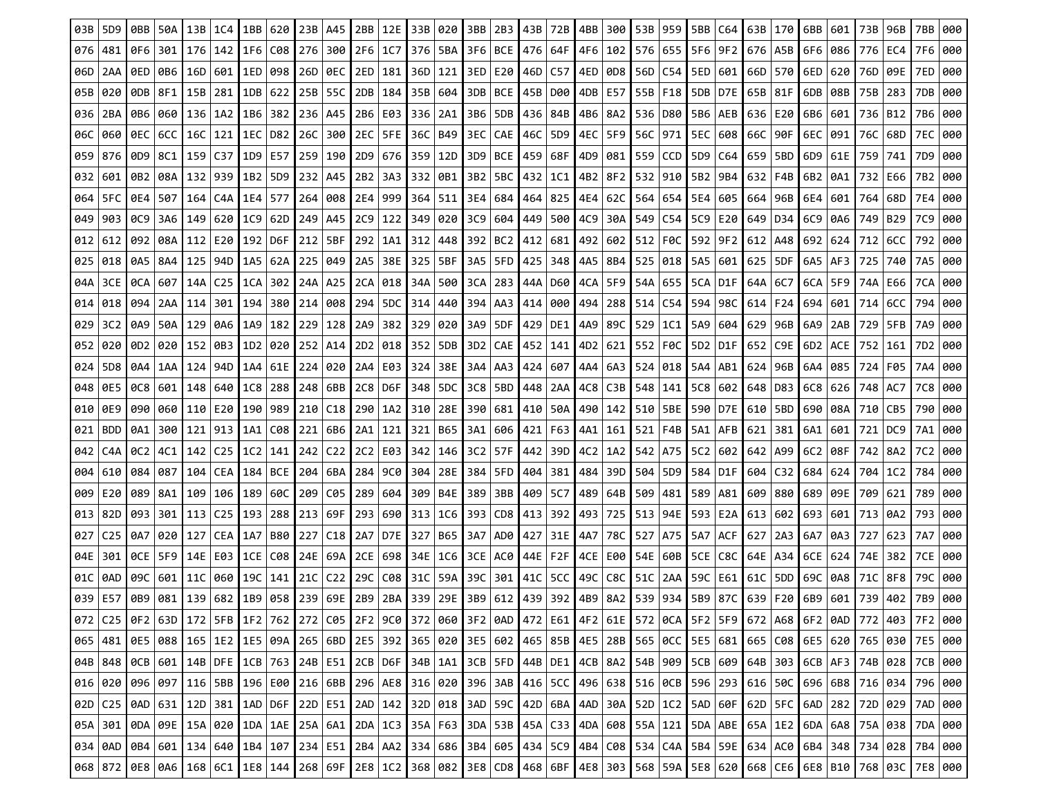| 03B | 5D9 | 0BB | 50A | 13B | 1C4 | 1BB | 620 | 23B | A45 | 2BB | 12E | 33B | 020 | 3BB | 2B3 | 43B | 72B | 4BB | 300 | 53B | 959 | 5BB | C64 | 63B | 170 | 6BB | 601 | 73B | 96B | 7BB | 000 |
|---|---|---|---|---|---|---|---|---|---|---|---|---|---|---|---|---|---|---|---|---|---|---|---|---|---|---|---|---|---|---|---|
| 076 | 481 | 0F6 | 301 | 176 | 142 | 1F6 | C08 | 276 | 300 | 2F6 | 1C7 | 376 | 5BA | 3F6 | BCE | 476 | 64F | 4F6 | 102 | 576 | 655 | 5F6 | 9F2 | 676 | A5B | 6F6 | 086 | 776 | EC4 | 7F6 | 000 |
| 06D | 2AA | 0ED | 0B6 | 16D | 601 | 1ED | 098 | 26D | 0EC | 2ED | 181 | 36D | 121 | 3ED | E20 | 46D | C57 | 4ED | 0D8 | 56D | C54 | 5ED | 601 | 66D | 570 | 6ED | 620 | 76D | 09E | 7ED | 000 |
| 05B | 020 | 0DB | 8F1 | 15B | 281 | 1DB | 622 | 25B | 55C | 2DB | 184 | 35B | 604 | 3DB | BCE | 45B | D00 | 4DB | E57 | 55B | F18 | 5DB | D7E | 65B | 81F | 6DB | 08B | 75B | 283 | 7DB | 000 |
| 036 | 2BA | 0B6 | 060 | 136 | 1A2 | 1B6 | 382 | 236 | A45 | 2B6 | E03 | 336 | 2A1 | 3B6 | 5DB | 436 | 84B | 4B6 | 8A2 | 536 | D80 | 5B6 | AEB | 636 | E20 | 6B6 | 601 | 736 | B12 | 7B6 | 000 |
| 06C | 060 | 0EC | 6CC | 16C | 121 | 1EC | D82 | 26C | 300 | 2EC | 5FE | 36C | B49 | 3EC | CAE | 46C | 5D9 | 4EC | 5F9 | 56C | 971 | 5EC | 608 | 66C | 90F | 6EC | 091 | 76C | 68D | 7EC | 000 |
| 059 | 876 | 0D9 | 8C1 | 159 | C37 | 1D9 | E57 | 259 | 190 | 2D9 | 676 | 359 | 12D | 3D9 | BCE | 459 | 68F | 4D9 | 081 | 559 | CCD | 5D9 | C64 | 659 | 5BD | 6D9 | 61E | 759 | 741 | 7D9 | 000 |
| 032 | 601 | 0B2 | 08A | 132 | 939 | 1B2 | 5D9 | 232 | A45 | 2B2 | 3A3 | 332 | 0B1 | 3B2 | 5BC | 432 | 1C1 | 4B2 | 8F2 | 532 | 910 | 5B2 | 9B4 | 632 | F4B | 6B2 | 0A1 | 732 | E66 | 7B2 | 000 |
| 064 | 5FC | 0E4 | 507 | 164 | C4A | 1E4 | 577 | 264 | 008 | 2E4 | 999 | 364 | 511 | 3E4 | 684 | 464 | 825 | 4E4 | 62C | 564 | 654 | 5E4 | 605 | 664 | 96B | 6E4 | 601 | 764 | 68D | 7E4 | 000 |
| 049 | 903 | 0C9 | 3A6 | 149 | 620 | 1C9 | 62D | 249 | A45 | 2C9 | 122 | 349 | 020 | 3C9 | 604 | 449 | 500 | 4C9 | 30A | 549 | C54 | 5C9 | E20 | 649 | D34 | 6C9 | 0A6 | 749 | B29 | 7C9 | 000 |
| 012 | 612 | 092 | 08A | 112 | E20 | 192 | D6F | 212 | 5BF | 292 | 1A1 | 312 | 448 | 392 | BC2 | 412 | 681 | 492 | 602 | 512 | F0C | 592 | 9F2 | 612 | A48 | 692 | 624 | 712 | 6CC | 792 | 000 |
| 025 | 018 | 0A5 | 8A4 | 125 | 94D | 1A5 | 62A | 225 | 049 | 2A5 | 38E | 325 | 5BF | 3A5 | 5FD | 425 | 348 | 4A5 | 8B4 | 525 | 018 | 5A5 | 601 | 625 | 5DF | 6A5 | AF3 | 725 | 740 | 7A5 | 000 |
| 04A | 3CE | 0CA | 607 | 14A | C25 | 1CA | 302 | 24A | A25 | 2CA | 018 | 34A | 500 | 3CA | 283 | 44A | D60 | 4CA | 5F9 | 54A | 655 | 5CA | D1F | 64A | 6C7 | 6CA | 5F9 | 74A | E66 | 7CA | 000 |
| 014 | 018 | 094 | 2AA | 114 | 301 | 194 | 380 | 214 | 008 | 294 | 5DC | 314 | 440 | 394 | AA3 | 414 | 000 | 494 | 288 | 514 | C54 | 594 | 98C | 614 | F24 | 694 | 601 | 714 | 6CC | 794 | 000 |
| 029 | 3C2 | 0A9 | 50A | 129 | 0A6 | 1A9 | 182 | 229 | 128 | 2A9 | 382 | 329 | 020 | 3A9 | 5DF | 429 | DE1 | 4A9 | 89C | 529 | 1C1 | 5A9 | 604 | 629 | 96B | 6A9 | 2AB | 729 | 5FB | 7A9 | 000 |
| 052 | 020 | 0D2 | 020 | 152 | 0B3 | 1D2 | 020 | 252 | A14 | 2D2 | 018 | 352 | 5DB | 3D2 | CAE | 452 | 141 | 4D2 | 621 | 552 | F0C | 5D2 | D1F | 652 | C9E | 6D2 | ACE | 752 | 161 | 7D2 | 000 |
| 024 | 5D8 | 0A4 | 1AA | 124 | 94D | 1A4 | 61E | 224 | 020 | 2A4 | E03 | 324 | 38E | 3A4 | AA3 | 424 | 607 | 4A4 | 6A3 | 524 | 018 | 5A4 | AB1 | 624 | 96B | 6A4 | 085 | 724 | F05 | 7A4 | 000 |
| 048 | 0E5 | 0C8 | 601 | 148 | 640 | 1C8 | 288 | 248 | 6BB | 2C8 | D6F | 348 | 5DC | 3C8 | 5BD | 448 | 2AA | 4C8 | C3B | 548 | 141 | 5C8 | 602 | 648 | D83 | 6C8 | 626 | 748 | AC7 | 7C8 | 000 |
| 010 | 0E9 | 090 | 060 | 110 | E20 | 190 | 989 | 210 | C18 | 290 | 1A2 | 310 | 28E | 390 | 681 | 410 | 50A | 490 | 142 | 510 | 5BE | 590 | D7E | 610 | 5BD | 690 | 08A | 710 | CB5 | 790 | 000 |
| 021 | BDD | 0A1 | 300 | 121 | 913 | 1A1 | C08 | 221 | 6B6 | 2A1 | 121 | 321 | B65 | 3A1 | 606 | 421 | F63 | 4A1 | 161 | 521 | F4B | 5A1 | AFB | 621 | 381 | 6A1 | 601 | 721 | DC9 | 7A1 | 000 |
| 042 | C4A | 0C2 | 4C1 | 142 | C25 | 1C2 | 141 | 242 | C22 | 2C2 | E03 | 342 | 146 | 3C2 | 57F | 442 | 39D | 4C2 | 1A2 | 542 | A75 | 5C2 | 602 | 642 | A99 | 6C2 | 08F | 742 | 8A2 | 7C2 | 000 |
| 004 | 610 | 084 | 087 | 104 | CEA | 184 | BCE | 204 | 6BA | 284 | 9C0 | 304 | 28E | 384 | 5FD | 404 | 381 | 484 | 39D | 504 | 5D9 | 584 | D1F | 604 | C32 | 684 | 624 | 704 | 1C2 | 784 | 000 |
| 009 | E20 | 089 | 8A1 | 109 | 106 | 189 | 60C | 209 | C05 | 289 | 604 | 309 | B4E | 389 | 3BB | 409 | 5C7 | 489 | 64B | 509 | 481 | 589 | A81 | 609 | 880 | 689 | 09E | 709 | 621 | 789 | 000 |
| 013 | 82D | 093 | 301 | 113 | C25 | 193 | 288 | 213 | 69F | 293 | 690 | 313 | 1C6 | 393 | CD8 | 413 | 392 | 493 | 725 | 513 | 94E | 593 | E2A | 613 | 602 | 693 | 601 | 713 | 0A2 | 793 | 000 |
| 027 | C25 | 0A7 | 020 | 127 | CEA | 1A7 | B80 | 227 | C18 | 2A7 | D7E | 327 | B65 | 3A7 | AD0 | 427 | 31E | 4A7 | 78C | 527 | A75 | 5A7 | ACF | 627 | 2A3 | 6A7 | 0A3 | 727 | 623 | 7A7 | 000 |
| 04E | 301 | 0CE | 5F9 | 14E | E03 | 1CE | C08 | 24E | 69A | 2CE | 698 | 34E | 1C6 | 3CE | AC0 | 44E | F2F | 4CE | E00 | 54E | 60B | 5CE | C8C | 64E | A34 | 6CE | 624 | 74E | 382 | 7CE | 000 |
| 01C | 0AD | 09C | 601 | 11C | 060 | 19C | 141 | 21C | C22 | 29C | C08 | 31C | 59A | 39C | 301 | 41C | 5CC | 49C | C8C | 51C | 2AA | 59C | E61 | 61C | 5DD | 69C | 0A8 | 71C | 8F8 | 79C | 000 |
| 039 | E57 | 0B9 | 081 | 139 | 682 | 1B9 | 058 | 239 | 69E | 2B9 | 2BA | 339 | 29E | 3B9 | 612 | 439 | 392 | 4B9 | 8A2 | 539 | 934 | 5B9 | 87C | 639 | F20 | 6B9 | 601 | 739 | 402 | 7B9 | 000 |
| 072 | C25 | 0F2 | 63D | 172 | 5FB | 1F2 | 762 | 272 | C05 | 2F2 | 9C0 | 372 | 060 | 3F2 | 0AD | 472 | E61 | 4F2 | 61E | 572 | 0CA | 5F2 | 5F9 | 672 | A68 | 6F2 | 0AD | 772 | 403 | 7F2 | 000 |
| 065 | 481 | 0E5 | 088 | 165 | 1E2 | 1E5 | 09A | 265 | 6BD | 2E5 | 392 | 365 | 020 | 3E5 | 602 | 465 | 85B | 4E5 | 28B | 565 | 0CC | 5E5 | 681 | 665 | C08 | 6E5 | 620 | 765 | 030 | 7E5 | 000 |
| 04B | 848 | 0CB | 601 | 14B | DFE | 1CB | 763 | 24B | E51 | 2CB | D6F | 34B | 1A1 | 3CB | 5FD | 44B | DE1 | 4CB | 8A2 | 54B | 909 | 5CB | 609 | 64B | 303 | 6CB | AF3 | 74B | 028 | 7CB | 000 |
| 016 | 020 | 096 | 097 | 116 | 5BB | 196 | E00 | 216 | 6BB | 296 | AE8 | 316 | 020 | 396 | 3AB | 416 | 5CC | 496 | 638 | 516 | 0CB | 596 | 293 | 616 | 50C | 696 | 6B8 | 716 | 034 | 796 | 000 |
| 02D | C25 | 0AD | 631 | 12D | 381 | 1AD | D6F | 22D | E51 | 2AD | 142 | 32D | 018 | 3AD | 59C | 42D | 6BA | 4AD | 30A | 52D | 1C2 | 5AD | 60F | 62D | 5FC | 6AD | 282 | 72D | 029 | 7AD | 000 |
| 05A | 301 | 0DA | 09E | 15A | 020 | 1DA | 1AE | 25A | 6A1 | 2DA | 1C3 | 35A | F63 | 3DA | 53B | 45A | C33 | 4DA | 608 | 55A | 121 | 5DA | ABE | 65A | 1E2 | 6DA | 6A8 | 75A | 038 | 7DA | 000 |
| 034 | 0AD | 0B4 | 601 | 134 | 640 | 1B4 | 107 | 234 | E51 | 2B4 | AA2 | 334 | 686 | 3B4 | 605 | 434 | 5C9 | 4B4 | C08 | 534 | C4A | 5B4 | 59E | 634 | AC0 | 6B4 | 348 | 734 | 028 | 7B4 | 000 |
| 068 | 872 | 0E8 | 0A6 | 168 | 6C1 | 1E8 | 144 | 268 | 69F | 2E8 | 1C2 | 368 | 082 | 3E8 | CD8 | 468 | 6BF | 4E8 | 303 | 568 | 59A | 5E8 | 620 | 668 | CE6 | 6E8 | B10 | 768 | 03C | 7E8 | 000 |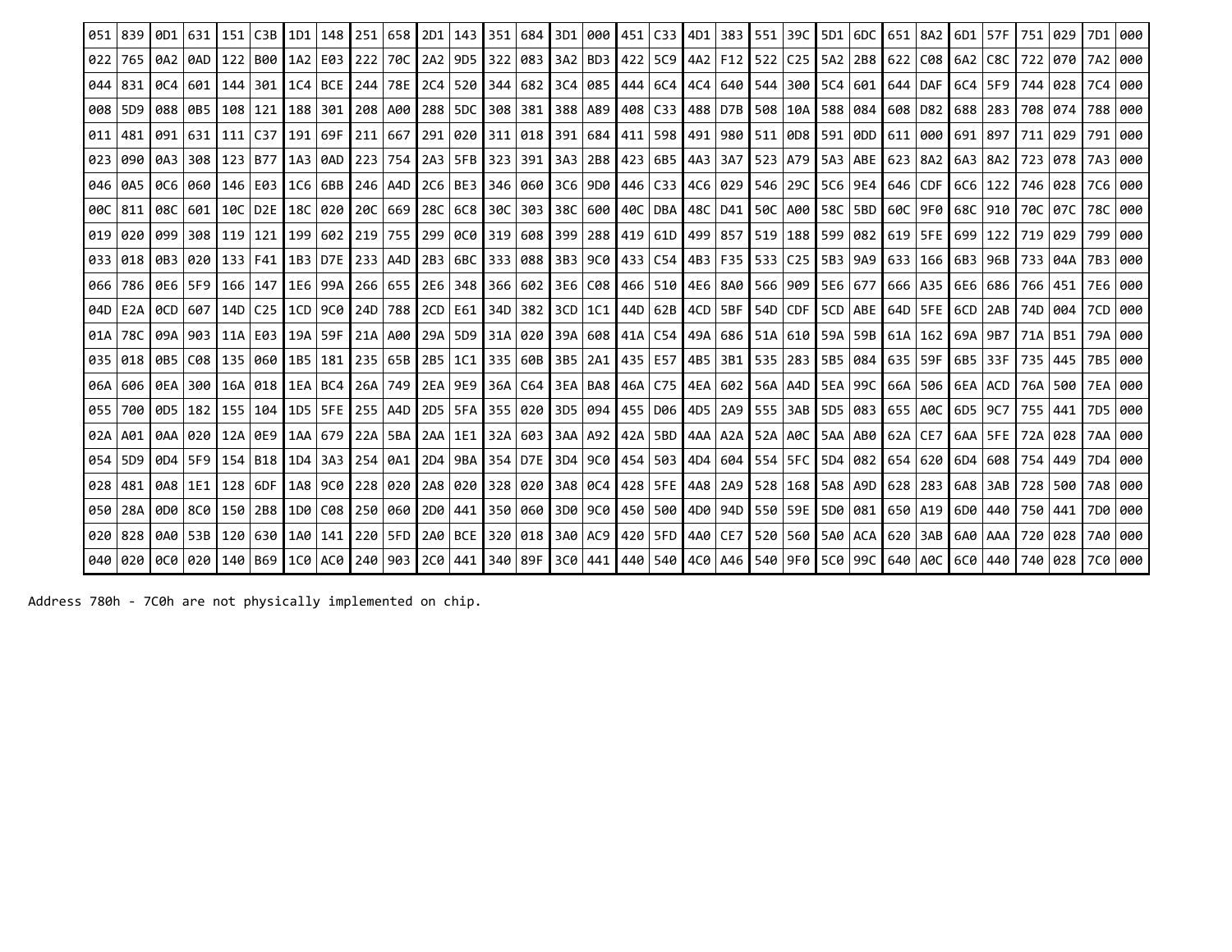| | | | | | | | | | | | | | | | | | | | | | | | | | | | | | | | |
|---|---|---|---|---|---|---|---|---|---|---|---|---|---|---|---|---|---|---|---|---|---|---|---|---|---|---|---|---|---|---|---|
| 051 | 839 | 0D1 | 631 | 151 | C3B | 1D1 | 148 | 251 | 658 | 2D1 | 143 | 351 | 684 | 3D1 | 000 | 451 | C33 | 4D1 | 383 | 551 | 39C | 5D1 | 6DC | 651 | 8A2 | 6D1 | 57F | 751 | 029 | 7D1 | 000 |
| 022 | 765 | 0A2 | 0AD | 122 | B00 | 1A2 | E03 | 222 | 70C | 2A2 | 9D5 | 322 | 083 | 3A2 | BD3 | 422 | 5C9 | 4A2 | F12 | 522 | C25 | 5A2 | 2B8 | 622 | C08 | 6A2 | C8C | 722 | 070 | 7A2 | 000 |
| 044 | 831 | 0C4 | 601 | 144 | 301 | 1C4 | BCE | 244 | 78E | 2C4 | 520 | 344 | 682 | 3C4 | 085 | 444 | 6C4 | 4C4 | 640 | 544 | 300 | 5C4 | 601 | 644 | DAF | 6C4 | 5F9 | 744 | 028 | 7C4 | 000 |
| 008 | 5D9 | 088 | 0B5 | 108 | 121 | 188 | 301 | 208 | A00 | 288 | 5DC | 308 | 381 | 388 | A89 | 408 | C33 | 488 | D7B | 508 | 10A | 588 | 084 | 608 | D82 | 688 | 283 | 708 | 074 | 788 | 000 |
| 011 | 481 | 091 | 631 | 111 | C37 | 191 | 69F | 211 | 667 | 291 | 020 | 311 | 018 | 391 | 684 | 411 | 598 | 491 | 980 | 511 | 0D8 | 591 | 0DD | 611 | 000 | 691 | 897 | 711 | 029 | 791 | 000 |
| 023 | 090 | 0A3 | 308 | 123 | B77 | 1A3 | 0AD | 223 | 754 | 2A3 | 5FB | 323 | 391 | 3A3 | 2B8 | 423 | 6B5 | 4A3 | 3A7 | 523 | A79 | 5A3 | ABE | 623 | 8A2 | 6A3 | 8A2 | 723 | 078 | 7A3 | 000 |
| 046 | 0A5 | 0C6 | 060 | 146 | E03 | 1C6 | 6BB | 246 | A4D | 2C6 | BE3 | 346 | 060 | 3C6 | 9D0 | 446 | C33 | 4C6 | 029 | 546 | 29C | 5C6 | 9E4 | 646 | CDF | 6C6 | 122 | 746 | 028 | 7C6 | 000 |
| 00C | 811 | 08C | 601 | 10C | D2E | 18C | 020 | 20C | 669 | 28C | 6C8 | 30C | 303 | 38C | 600 | 40C | DBA | 48C | D41 | 50C | A00 | 58C | 5BD | 60C | 9F0 | 68C | 910 | 70C | 07C | 78C | 000 |
| 019 | 020 | 099 | 308 | 119 | 121 | 199 | 602 | 219 | 755 | 299 | 0C0 | 319 | 608 | 399 | 288 | 419 | 61D | 499 | 857 | 519 | 188 | 599 | 082 | 619 | 5FE | 699 | 122 | 719 | 029 | 799 | 000 |
| 033 | 018 | 0B3 | 020 | 133 | F41 | 1B3 | D7E | 233 | A4D | 2B3 | 6BC | 333 | 088 | 3B3 | 9C0 | 433 | C54 | 4B3 | F35 | 533 | C25 | 5B3 | 9A9 | 633 | 166 | 6B3 | 96B | 733 | 04A | 7B3 | 000 |
| 066 | 786 | 0E6 | 5F9 | 166 | 147 | 1E6 | 99A | 266 | 655 | 2E6 | 348 | 366 | 602 | 3E6 | C08 | 466 | 510 | 4E6 | 8A0 | 566 | 909 | 5E6 | 677 | 666 | A35 | 6E6 | 686 | 766 | 451 | 7E6 | 000 |
| 04D | E2A | 0CD | 607 | 14D | C25 | 1CD | 9C0 | 24D | 788 | 2CD | E61 | 34D | 382 | 3CD | 1C1 | 44D | 62B | 4CD | 5BF | 54D | CDF | 5CD | ABE | 64D | 5FE | 6CD | 2AB | 74D | 004 | 7CD | 000 |
| 01A | 78C | 09A | 903 | 11A | E03 | 19A | 59F | 21A | A00 | 29A | 5D9 | 31A | 020 | 39A | 608 | 41A | C54 | 49A | 686 | 51A | 610 | 59A | 59B | 61A | 162 | 69A | 9B7 | 71A | B51 | 79A | 000 |
| 035 | 018 | 0B5 | C08 | 135 | 060 | 1B5 | 181 | 235 | 65B | 2B5 | 1C1 | 335 | 60B | 3B5 | 2A1 | 435 | E57 | 4B5 | 3B1 | 535 | 283 | 5B5 | 084 | 635 | 59F | 6B5 | 33F | 735 | 445 | 7B5 | 000 |
| 06A | 606 | 0EA | 300 | 16A | 018 | 1EA | BC4 | 26A | 749 | 2EA | 9E9 | 36A | C64 | 3EA | BA8 | 46A | C75 | 4EA | 602 | 56A | A4D | 5EA | 99C | 66A | 506 | 6EA | ACD | 76A | 500 | 7EA | 000 |
| 055 | 700 | 0D5 | 182 | 155 | 104 | 1D5 | 5FE | 255 | A4D | 2D5 | 5FA | 355 | 020 | 3D5 | 094 | 455 | D06 | 4D5 | 2A9 | 555 | 3AB | 5D5 | 083 | 655 | A0C | 6D5 | 9C7 | 755 | 441 | 7D5 | 000 |
| 02A | A01 | 0AA | 020 | 12A | 0E9 | 1AA | 679 | 22A | 5BA | 2AA | 1E1 | 32A | 603 | 3AA | A92 | 42A | 5BD | 4AA | A2A | 52A | A0C | 5AA | AB0 | 62A | CE7 | 6AA | 5FE | 72A | 028 | 7AA | 000 |
| 054 | 5D9 | 0D4 | 5F9 | 154 | B18 | 1D4 | 3A3 | 254 | 0A1 | 2D4 | 9BA | 354 | D7E | 3D4 | 9C0 | 454 | 503 | 4D4 | 604 | 554 | 5FC | 5D4 | 082 | 654 | 620 | 6D4 | 608 | 754 | 449 | 7D4 | 000 |
| 028 | 481 | 0A8 | 1E1 | 128 | 6DF | 1A8 | 9C0 | 228 | 020 | 2A8 | 020 | 328 | 020 | 3A8 | 0C4 | 428 | 5FE | 4A8 | 2A9 | 528 | 168 | 5A8 | A9D | 628 | 283 | 6A8 | 3AB | 728 | 500 | 7A8 | 000 |
| 050 | 28A | 0D0 | 8C0 | 150 | 2B8 | 1D0 | C08 | 250 | 060 | 2D0 | 441 | 350 | 060 | 3D0 | 9C0 | 450 | 500 | 4D0 | 94D | 550 | 59E | 5D0 | 081 | 650 | A19 | 6D0 | 440 | 750 | 441 | 7D0 | 000 |
| 020 | 828 | 0A0 | 53B | 120 | 630 | 1A0 | 141 | 220 | 5FD | 2A0 | BCE | 320 | 018 | 3A0 | AC9 | 420 | 5FD | 4A0 | CE7 | 520 | 560 | 5A0 | ACA | 620 | 3AB | 6A0 | AAA | 720 | 028 | 7A0 | 000 |
| 040 | 020 | 0C0 | 020 | 140 | B69 | 1C0 | AC0 | 240 | 903 | 2C0 | 441 | 340 | 89F | 3C0 | 441 | 440 | 540 | 4C0 | A46 | 540 | 9F0 | 5C0 | 99C | 640 | A0C | 6C0 | 440 | 740 | 028 | 7C0 | 000 |

Address 780h - 7C0h are not physically implemented on chip.